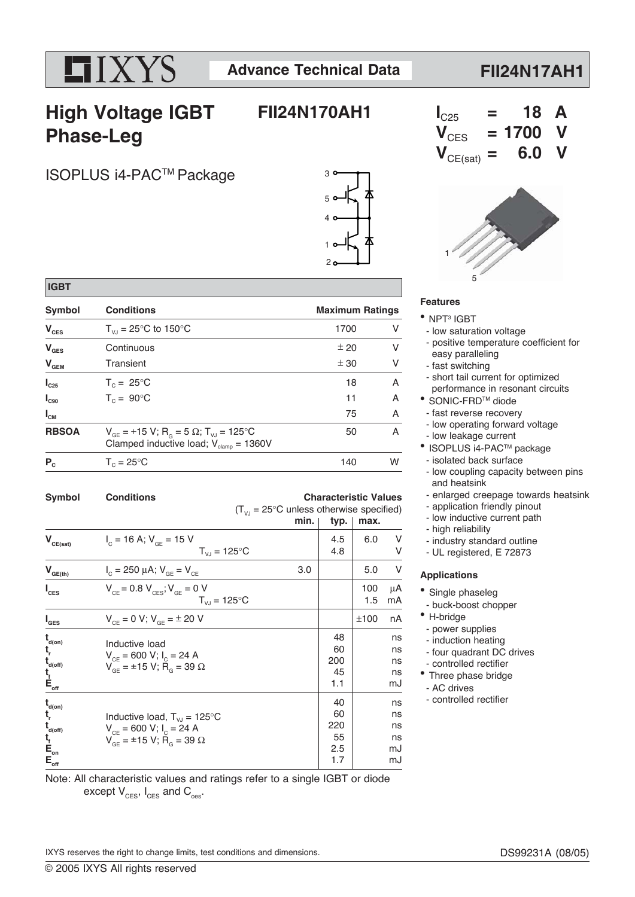# High Voltage IGBT Phase-Leg

## FII24N170AH1

ISOPLUS i4-PAC™ Package

$I_{C25}$ = 18 A
$V_{CES}$ = 1700 V
$V_{CE(sat)}$ = 6.0 V

### IGBT

| Symbol | Conditions | Maximum Ratings | |
|---|---|---|---|
| $V_{CES}$ | $T_{VJ}$ = 25°C to 150°C | 1700 | V |
| $V_{GES}$ | Continuous | ± 20 | V |
| $V_{GEM}$ | Transient | ± 30 | V |
| $I_{C25}$ | $T_C$ = 25°C | 18 | A |
| $I_{C90}$ | $T_C$ = 90°C | 11 | A |
| $I_{CM}$ | | 75 | A |
| **RBSOA** | $V_{GE}$ = +15 V; $R_G$ = 5 Ω; $T_{VJ}$ = 125°C<br>Clamped inductive load; $V_{clamp}$ = 1360V | 50 | A |
| $P_C$ | $T_C$ = 25°C | 140 | W |

| Symbol | Conditions ($T_{VJ}$ = 25°C unless otherwise specified) | min. | typ. | max. | |
|---|---|---|---|---|---|
| $V_{CE(sat)}$ | $I_C$ = 16 A; $V_{GE}$ = 15 V | | 4.5 | 6.0 | V |
| | $T_{VJ}$ = 125°C | | 4.8 | | V |
| $V_{GE(th)}$ | $I_C$ = 250 µA; $V_{GE}$ = $V_{CE}$ | 3.0 | | 5.0 | V |
| $I_{CES}$ | $V_{CE}$ = 0.8 $V_{CES}$; $V_{GE}$ = 0 V | | | 100 | µA |
| | $T_{VJ}$ = 125°C | | | 1.5 | mA |
| $I_{GES}$ | $V_{CE}$ = 0 V; $V_{GE}$ = ± 20 V | | | ±100 | nA |
| $t_{d(on)}$ | Inductive load<br>$V_{CE}$ = 600 V; $I_C$ = 24 A<br>$V_{GE}$ = ±15 V; $R_G$ = 39 Ω | | 48 | | ns |
| $t_r$ | | | 60 | | ns |
| $t_{d(off)}$ | | | 200 | | ns |
| $t_f$ | | | 45 | | ns |
| $E_{off}$ | | | 1.1 | | mJ |
| $t_{d(on)}$ | Inductive load, $T_{VJ}$ = 125°C<br>$V_{CE}$ = 600 V; $I_C$ = 24 A<br>$V_{GE}$ = ±15 V; $R_G$ = 39 Ω | | 40 | | ns |
| $t_r$ | | | 60 | | ns |
| $t_{d(off)}$ | | | 220 | | ns |
| $t_f$ | | | 55 | | ns |
| $E_{on}$ | | | 2.5 | | mJ |
| $E_{off}$ | | | 1.7 | | mJ |

Note: All characteristic values and ratings refer to a single IGBT or diode except $V_{CES}$, $I_{CES}$ and $C_{oes}$.

### Features

- NPT[3] IGBT
  - low saturation voltage
  - positive temperature coefficient for easy paralleling
  - fast switching
  - short tail current for optimized performance in resonant circuits
- SONIC-FRD™ diode
  - fast reverse recovery
  - low operating forward voltage
  - low leakage current
- ISOPLUS i4-PAC™ package
  - isolated back surface
  - low coupling capacity between pins and heatsink
  - enlarged creepage towards heatsink
  - application friendly pinout
  - low inductive current path
  - high reliability
  - industry standard outline
  - UL registered, E 72873

### Applications

- Single phaseleg
  - buck-boost chopper
- H-bridge
  - power supplies
  - induction heating
  - four quadrant DC drives
  - controlled rectifier
- Three phase bridge
  - AC drives
  - controlled rectifier

IXYS reserves the right to change limits, test conditions and dimensions.

DS99231A (08/05)

© 2005 IXYS All rights reserved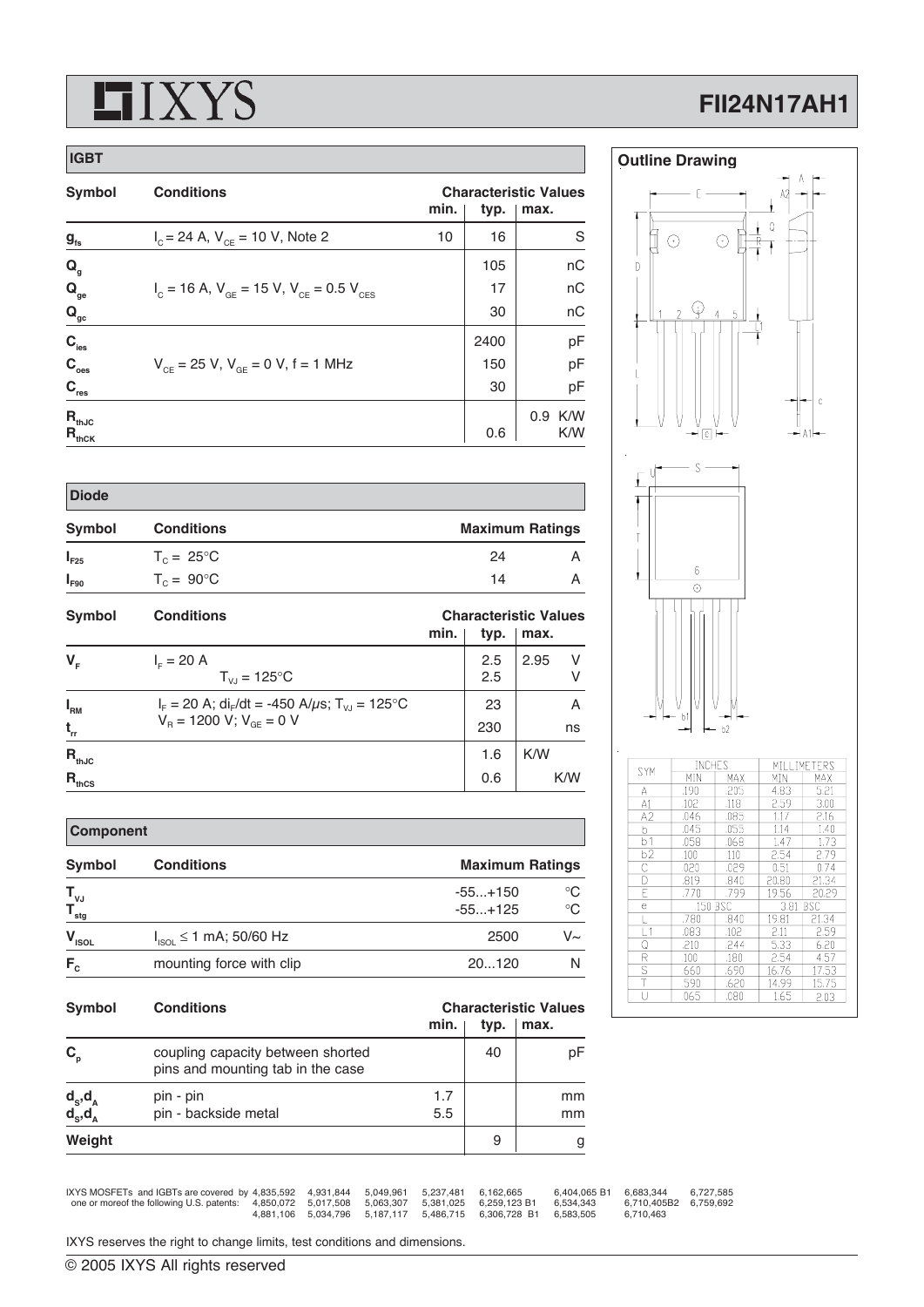# FII24N17AH1

## IGBT

| Symbol | Conditions | min. | typ. | max. | |
|---|---|---|---|---|---|
| $g_{fs}$ | $I_C$ = 24 A, $V_{CE}$ = 10 V, Note 2 | 10 | 16 | | S |
| $Q_g$ | | | 105 | | nC |
| $Q_{ge}$ | $I_C$ = 16 A, $V_{GE}$ = 15 V, $V_{CE}$ = 0.5 $V_{CES}$ | | 17 | | nC |
| $Q_{gc}$ | | | 30 | | nC |
| $C_{ies}$ | | | 2400 | | pF |
| $C_{oes}$ | $V_{CE}$ = 25 V, $V_{GE}$ = 0 V, f = 1 MHz | | 150 | | pF |
| $C_{res}$ | | | 30 | | pF |
| $R_{thJC}$ | | | | 0.9 | K/W |
| $R_{thCK}$ | | | 0.6 | | K/W |

Characteristic Values

## Diode

| Symbol | Conditions | Maximum Ratings | |
|---|---|---|---|
| $I_{F25}$ | $T_C$ = 25°C | 24 | A |
| $I_{F90}$ | $T_C$ = 90°C | 14 | A |

| Symbol | Conditions | min. | typ. | max. | |
|---|---|---|---|---|---|
| $V_F$ | $I_F$ = 20 A | | 2.5 | 2.95 | V |
| | $T_{VJ}$ = 125°C | | 2.5 | | V |
| $I_{RM}$ | $I_F$ = 20 A; $di_F/dt$ = -450 A/μs; $T_{VJ}$ = 125°C | | 23 | | A |
| $t_{rr}$ | $V_R$ = 1200 V; $V_{GE}$ = 0 V | | 230 | | ns |
| $R_{thJC}$ | | | 1.6 | | K/W |
| $R_{thCS}$ | | | 0.6 | | K/W |

Characteristic Values

## Component

| Symbol | Conditions | Maximum Ratings | |
|---|---|---|---|
| $T_{VJ}$ | | -55...+150 | °C |
| $T_{stg}$ | | -55...+125 | °C |
| $V_{ISOL}$ | $I_{ISOL}$ ≤ 1 mA; 50/60 Hz | 2500 | V~ |
| $F_C$ | mounting force with clip | 20...120 | N |

| Symbol | Conditions | min. | typ. | max. | |
|---|---|---|---|---|---|
| $C_p$ | coupling capacity between shorted pins and mounting tab in the case | | 40 | | pF |
| $d_S$,$d_A$ | pin - pin | 1.7 | | | mm |
| $d_S$,$d_A$ | pin - backside metal | 5.5 | | | mm |
| Weight | | | 9 | | g |

Characteristic Values

## Outline Drawing

| SYM | INCHES MIN | INCHES MAX | MILLIMETERS MIN | MILLIMETERS MAX |
|---|---|---|---|---|
| A | .190 | .205 | 4.83 | 5.21 |
| A1 | .102 | .118 | 2.59 | 3.00 |
| A2 | .046 | .085 | 1.17 | 2.16 |
| b | .045 | .055 | 1.14 | 1.40 |
| b1 | .058 | .068 | 1.47 | 1.73 |
| b2 | .100 | .110 | 2.54 | 2.79 |
| C | .020 | .029 | 0.51 | 0.74 |
| D | .819 | .840 | 20.80 | 21.34 |
| E | .770 | .799 | 19.56 | 20.29 |
| e | .150 BSC | | 3.81 BSC | |
| L | .780 | .840 | 19.81 | 21.34 |
| L1 | .083 | .102 | 2.11 | 2.59 |
| Q | .210 | .244 | 5.33 | 6.20 |
| R | .100 | .180 | 2.54 | 4.57 |
| S | .660 | .690 | 16.76 | 17.53 |
| T | .590 | .620 | 14.99 | 15.75 |
| U | .065 | .080 | 1.65 | 2.03 |

IXYS MOSFETs and IGBTs are covered by one or moreof the following U.S. patents: 4,835,592 4,931,844 5,049,961 5,237,481 6,162,665 6,404,065 B1 6,683,344 6,727,585 4,850,072 5,017,508 5,063,307 5,381,025 6,259,123 B1 6,534,343 6,710,405B2 6,759,692 4,881,106 5,034,796 5,187,117 5,486,715 6,306,728 B1 6,583,505 6,710,463

IXYS reserves the right to change limits, test conditions and dimensions.

© 2005 IXYS All rights reserved